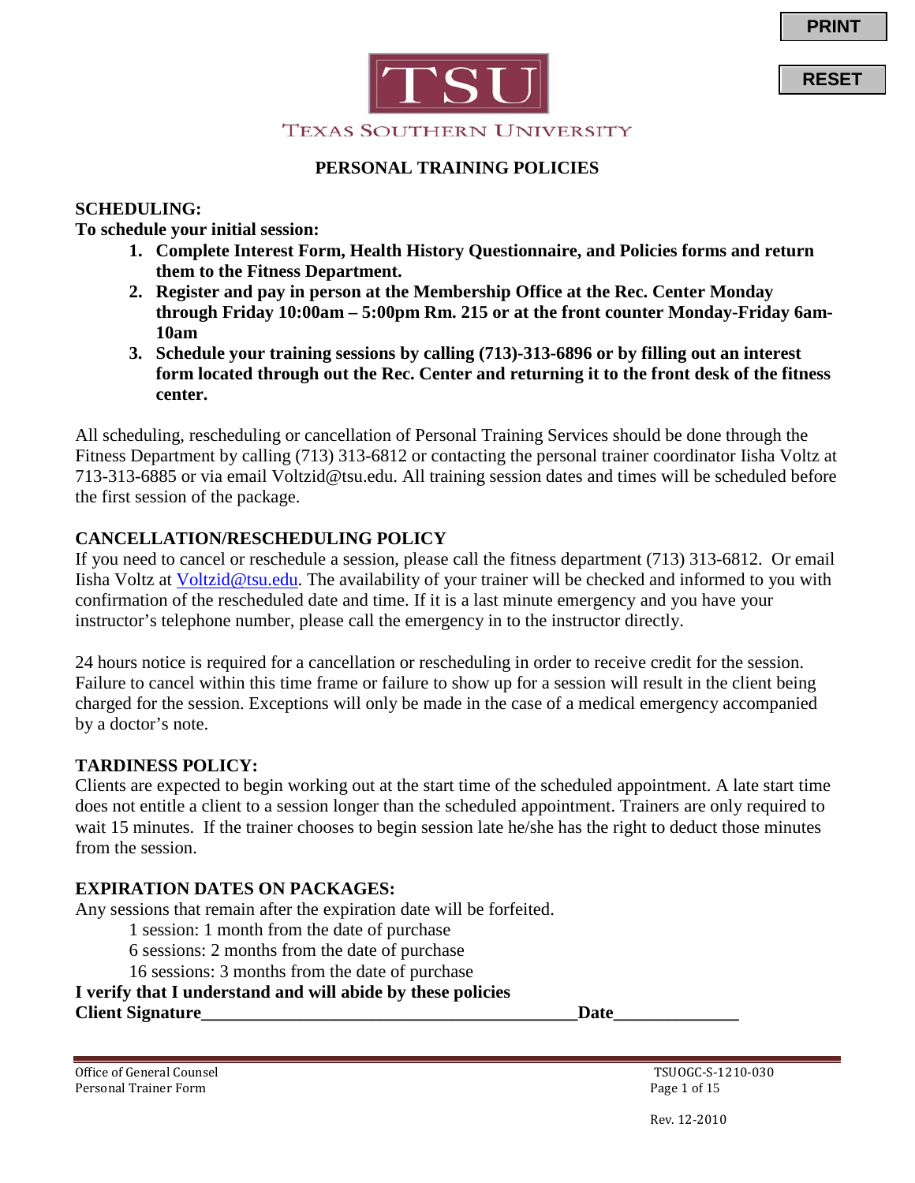TEXAS SOUTHERN UNIVERSITY

# PERSONAL TRAINING POLICIES

**SCHEDULING:**

**To schedule your initial session:**

1. **Complete Interest Form, Health History Questionnaire, and Policies forms and return them to the Fitness Department.**
2. **Register and pay in person at the Membership Office at the Rec. Center Monday through Friday 10:00am – 5:00pm Rm. 215 or at the front counter Monday-Friday 6am-10am**
3. **Schedule your training sessions by calling (713)-313-6896 or by filling out an interest form located through out the Rec. Center and returning it to the front desk of the fitness center.**

All scheduling, rescheduling or cancellation of Personal Training Services should be done through the Fitness Department by calling (713) 313-6812 or contacting the personal trainer coordinator Iisha Voltz at 713-313-6885 or via email Voltzid@tsu.edu. All training session dates and times will be scheduled before the first session of the package.

**CANCELLATION/RESCHEDULING POLICY**

If you need to cancel or reschedule a session, please call the fitness department (713) 313-6812. Or email Iisha Voltz at Voltzid@tsu.edu. The availability of your trainer will be checked and informed to you with confirmation of the rescheduled date and time. If it is a last minute emergency and you have your instructor's telephone number, please call the emergency in to the instructor directly.

24 hours notice is required for a cancellation or rescheduling in order to receive credit for the session. Failure to cancel within this time frame or failure to show up for a session will result in the client being charged for the session. Exceptions will only be made in the case of a medical emergency accompanied by a doctor's note.

**TARDINESS POLICY:**

Clients are expected to begin working out at the start time of the scheduled appointment. A late start time does not entitle a client to a session longer than the scheduled appointment. Trainers are only required to wait 15 minutes. If the trainer chooses to begin session late he/she has the right to deduct those minutes from the session.

**EXPIRATION DATES ON PACKAGES:**

Any sessions that remain after the expiration date will be forfeited.

- 1 session: 1 month from the date of purchase
- 6 sessions: 2 months from the date of purchase
- 16 sessions: 3 months from the date of purchase

**I verify that I understand and will abide by these policies**

**Client Signature\_\_\_\_\_\_\_\_\_\_\_\_\_\_\_\_\_\_\_\_\_\_\_\_\_\_\_\_\_\_\_\_\_\_\_\_\_\_\_\_\_\_Date\_\_\_\_\_\_\_\_\_\_\_\_\_\_**

Office of General Counsel
Personal Trainer Form

TSUOGC-S-1210-030

Rev. 12-2010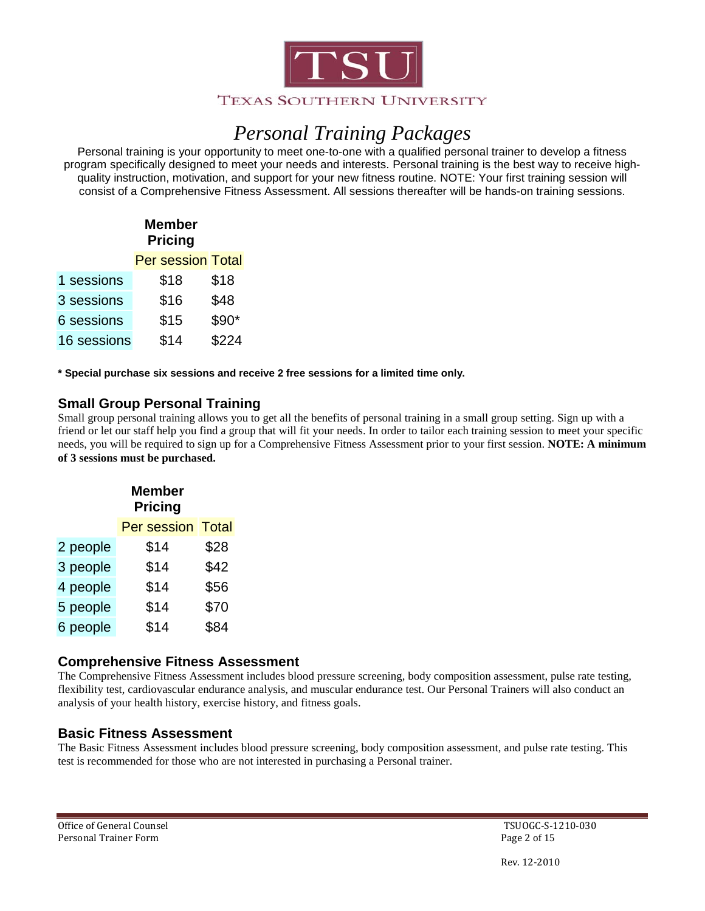TSU

TEXAS SOUTHERN UNIVERSITY

# *Personal Training Packages*

Personal training is your opportunity to meet one-to-one with a qualified personal trainer to develop a fitness program specifically designed to meet your needs and interests. Personal training is the best way to receive high-quality instruction, motivation, and support for your new fitness routine. NOTE: Your first training session will consist of a Comprehensive Fitness Assessment. All sessions thereafter will be hands-on training sessions.

| | **Member Pricing** | |
|---|---|---|
| | Per session | Total |
| 1 sessions | $18 | $18 |
| 3 sessions | $16 | $48 |
| 6 sessions | $15 | $90* |
| 16 sessions | $14 | $224 |

**\* Special purchase six sessions and receive 2 free sessions for a limited time only.**

## Small Group Personal Training

Small group personal training allows you to get all the benefits of personal training in a small group setting. Sign up with a friend or let our staff help you find a group that will fit your needs. In order to tailor each training session to meet your specific needs, you will be required to sign up for a Comprehensive Fitness Assessment prior to your first session. **NOTE: A minimum of 3 sessions must be purchased.**

| | **Member Pricing** | |
|---|---|---|
| | Per session | Total |
| 2 people | $14 | $28 |
| 3 people | $14 | $42 |
| 4 people | $14 | $56 |
| 5 people | $14 | $70 |
| 6 people | $14 | $84 |

## Comprehensive Fitness Assessment

The Comprehensive Fitness Assessment includes blood pressure screening, body composition assessment, pulse rate testing, flexibility test, cardiovascular endurance analysis, and muscular endurance test. Our Personal Trainers will also conduct an analysis of your health history, exercise history, and fitness goals.

## Basic Fitness Assessment

The Basic Fitness Assessment includes blood pressure screening, body composition assessment, and pulse rate testing. This test is recommended for those who are not interested in purchasing a Personal trainer.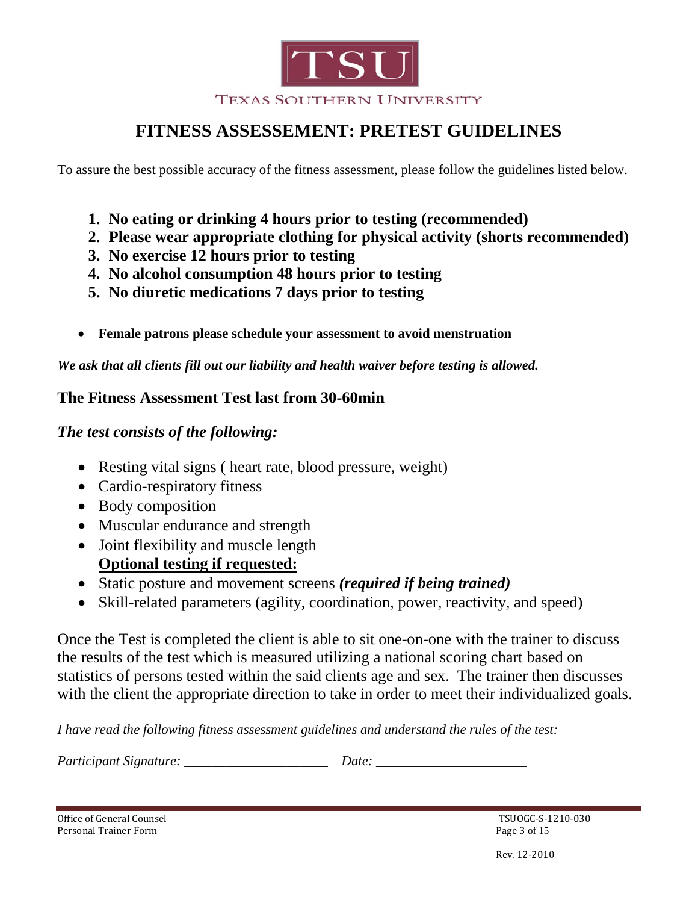TEXAS SOUTHERN UNIVERSITY

# FITNESS ASSESSEMENT: PRETEST GUIDELINES

To assure the best possible accuracy of the fitness assessment, please follow the guidelines listed below.

1. **No eating or drinking 4 hours prior to testing (recommended)**
2. **Please wear appropriate clothing for physical activity (shorts recommended)**
3. **No exercise 12 hours prior to testing**
4. **No alcohol consumption 48 hours prior to testing**
5. **No diuretic medications 7 days prior to testing**

- **Female patrons please schedule your assessment to avoid menstruation**

***We ask that all clients fill out our liability and health waiver before testing is allowed.***

**The Fitness Assessment Test last from 30-60min**

***The test consists of the following:***

- Resting vital signs ( heart rate, blood pressure, weight)
- Cardio-respiratory fitness
- Body composition
- Muscular endurance and strength
- Joint flexibility and muscle length

  **Optional testing if requested:**
- Static posture and movement screens ***(required if being trained)***
- Skill-related parameters (agility, coordination, power, reactivity, and speed)

Once the Test is completed the client is able to sit one-on-one with the trainer to discuss the results of the test which is measured utilizing a national scoring chart based on statistics of persons tested within the said clients age and sex. The trainer then discusses with the client the appropriate direction to take in order to meet their individualized goals.

*I have read the following fitness assessment guidelines and understand the rules of the test:*

*Participant Signature:* ____________________ *Date:* ____________________

Office of General Counsel
Personal Trainer Form

TSUOGC-S-1210-030

Rev. 12-2010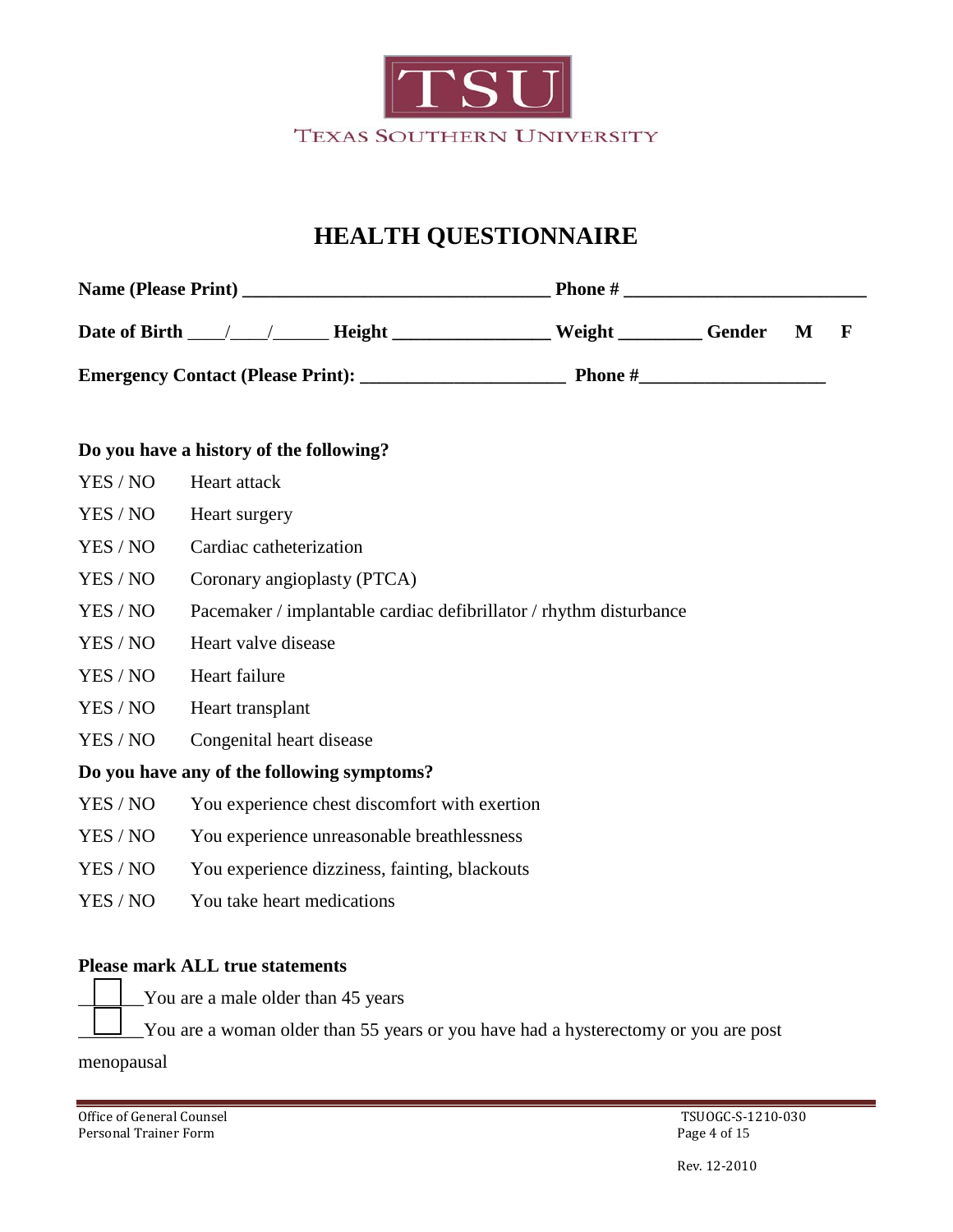TSU

TEXAS SOUTHERN UNIVERSITY

# HEALTH QUESTIONNAIRE

**Name (Please Print) _________________________________ Phone # __________________________**

**Date of Birth ____/____/______ Height ________________ Weight _________ Gender M F**

**Emergency Contact (Please Print): ______________________ Phone #____________________**

**Do you have a history of the following?**

YES / NO Heart attack

YES / NO Heart surgery

YES / NO Cardiac catheterization

YES / NO Coronary angioplasty (PTCA)

YES / NO Pacemaker / implantable cardiac defibrillator / rhythm disturbance

YES / NO Heart valve disease

YES / NO Heart failure

YES / NO Heart transplant

YES / NO Congenital heart disease

**Do you have any of the following symptoms?**

YES / NO You experience chest discomfort with exertion

YES / NO You experience unreasonable breathlessness

YES / NO You experience dizziness, fainting, blackouts

YES / NO You take heart medications

**Please mark ALL true statements**

☐ You are a male older than 45 years

☐ You are a woman older than 55 years or you have had a hysterectomy or you are post menopausal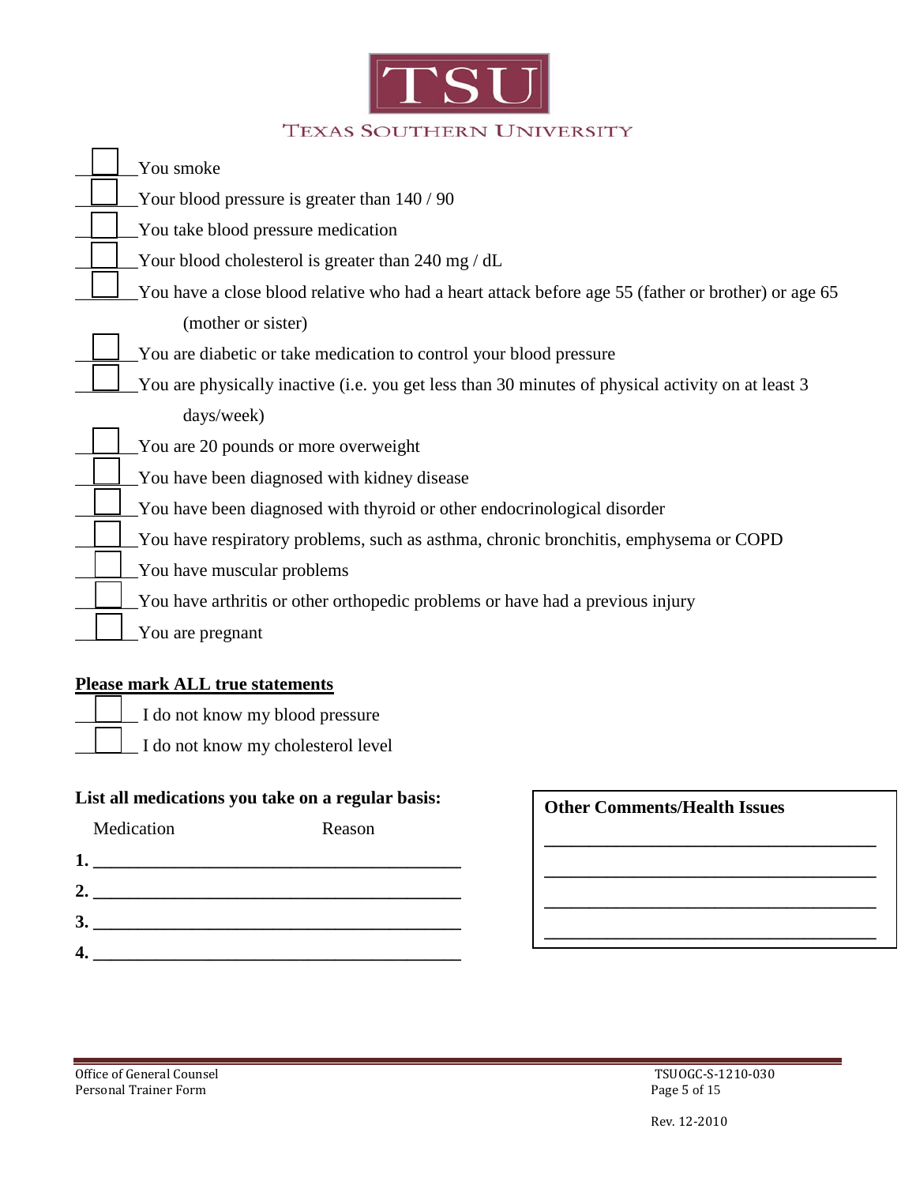# TSU

TEXAS SOUTHERN UNIVERSITY

- ☐ You smoke
- ☐ Your blood pressure is greater than 140 / 90
- ☐ You take blood pressure medication
- ☐ Your blood cholesterol is greater than 240 mg / dL
- ☐ You have a close blood relative who had a heart attack before age 55 (father or brother) or age 65 (mother or sister)
- ☐ You are diabetic or take medication to control your blood pressure
- ☐ You are physically inactive (i.e. you get less than 30 minutes of physical activity on at least 3 days/week)
- ☐ You are 20 pounds or more overweight
- ☐ You have been diagnosed with kidney disease
- ☐ You have been diagnosed with thyroid or other endocrinological disorder
- ☐ You have respiratory problems, such as asthma, chronic bronchitis, emphysema or COPD
- ☐ You have muscular problems
- ☐ You have arthritis or other orthopedic problems or have had a previous injury
- ☐ You are pregnant

**<u>Please mark ALL true statements</u>**

- ☐ I do not know my blood pressure
- ☐ I do not know my cholesterol level

**List all medications you take on a regular basis:**

Medication Reason

1. ________________________________________
2. ________________________________________
3. ________________________________________
4. ________________________________________

**Other Comments/Health Issues**

________________________________________

________________________________________

________________________________________

________________________________________

Office of General Counsel
Personal Trainer Form

TSUOGC-S-1210-030

Rev. 12-2010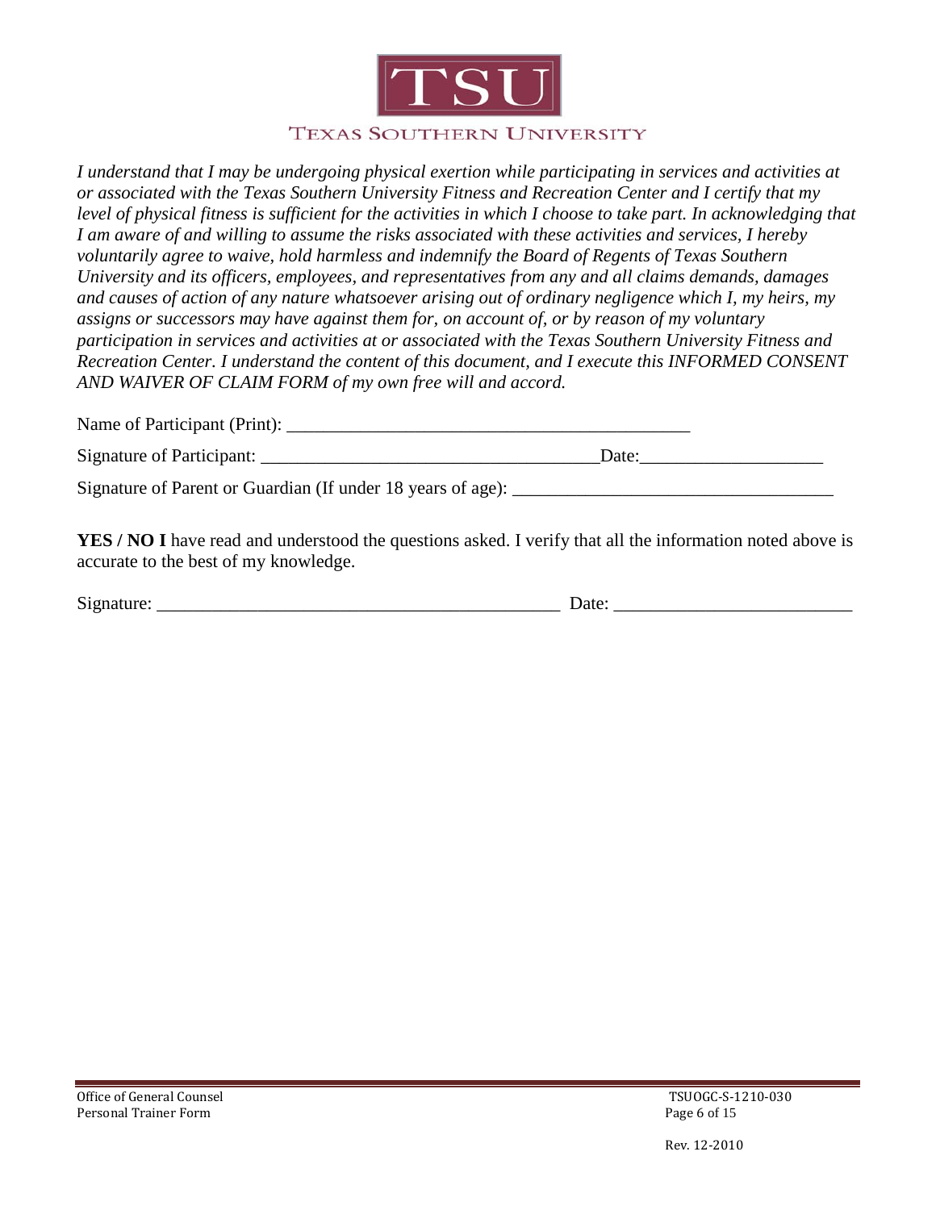TSU

TEXAS SOUTHERN UNIVERSITY

*I understand that I may be undergoing physical exertion while participating in services and activities at or associated with the Texas Southern University Fitness and Recreation Center and I certify that my level of physical fitness is sufficient for the activities in which I choose to take part. In acknowledging that I am aware of and willing to assume the risks associated with these activities and services, I hereby voluntarily agree to waive, hold harmless and indemnify the Board of Regents of Texas Southern University and its officers, employees, and representatives from any and all claims demands, damages and causes of action of any nature whatsoever arising out of ordinary negligence which I, my heirs, my assigns or successors may have against them for, on account of, or by reason of my voluntary participation in services and activities at or associated with the Texas Southern University Fitness and Recreation Center. I understand the content of this document, and I execute this INFORMED CONSENT AND WAIVER OF CLAIM FORM of my own free will and accord.*

Name of Participant (Print): _____________________________________________

Signature of Participant: _____________________________________Date:___________________

Signature of Parent or Guardian (If under 18 years of age): ___________________________________

**YES / NO I** have read and understood the questions asked. I verify that all the information noted above is accurate to the best of my knowledge.

Signature: _____________________________________________ Date: _________________________

Office of General Counsel
Personal Trainer Form

TSUOGC-S-1210-030

Rev. 12-2010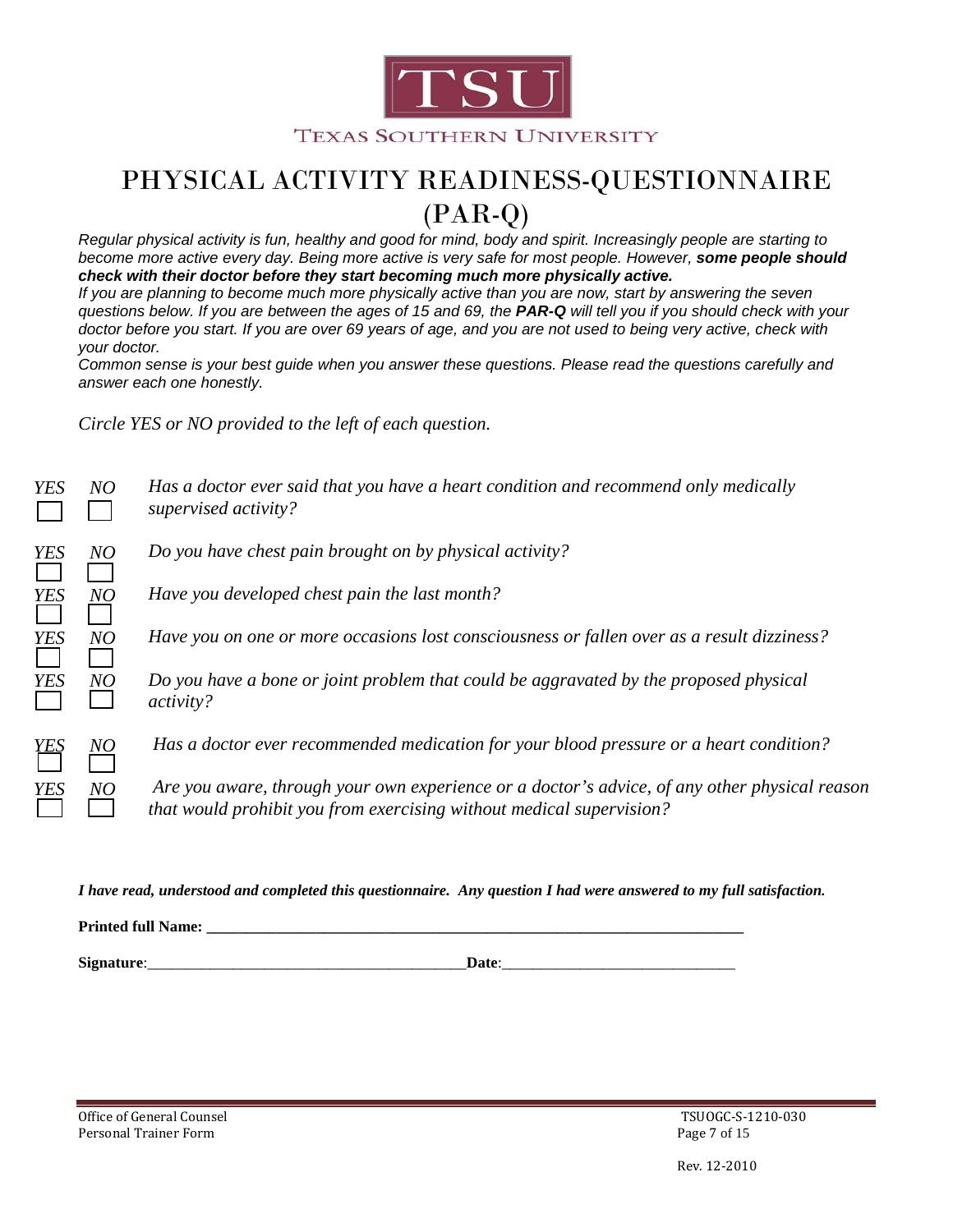TSU

TEXAS SOUTHERN UNIVERSITY

# PHYSICAL ACTIVITY READINESS-QUESTIONNAIRE (PAR-Q)

*Regular physical activity is fun, healthy and good for mind, body and spirit. Increasingly people are starting to become more active every day. Being more active is very safe for most people. However, **some people should check with their doctor before they start becoming much more physically active.***

*If you are planning to become much more physically active than you are now, start by answering the seven questions below. If you are between the ages of 15 and 69, the **PAR-Q** will tell you if you should check with your doctor before you start. If you are over 69 years of age, and you are not used to being very active, check with your doctor.*

*Common sense is your best guide when you answer these questions. Please read the questions carefully and answer each one honestly.*

*Circle YES or NO provided to the left of each question.*

| | | |
|---|---|---|
| *YES* ☐ | *NO* ☐ | *Has a doctor ever said that you have a heart condition and recommend only medically supervised activity?* |
| *YES* ☐ | *NO* ☐ | *Do you have chest pain brought on by physical activity?* |
| *YES* ☐ | *NO* ☐ | *Have you developed chest pain the last month?* |
| *YES* ☐ | *NO* ☐ | *Have you on one or more occasions lost consciousness or fallen over as a result dizziness?* |
| *YES* ☐ | *NO* ☐ | *Do you have a bone or joint problem that could be aggravated by the proposed physical activity?* |
| *YES* ☐ | *NO* ☐ | *Has a doctor ever recommended medication for your blood pressure or a heart condition?* |
| *YES* ☐ | *NO* ☐ | *Are you aware, through your own experience or a doctor's advice, of any other physical reason that would prohibit you from exercising without medical supervision?* |

***I have read, understood and completed this questionnaire. Any question I had were answered to my full satisfaction.***

**Printed full Name:** ___________________________________________________________________________

**Signature**:__________________________________________**Date**:_______________________________

Office of General Counsel
Personal Trainer Form

TSUOGC-S-1210-030

Rev. 12-2010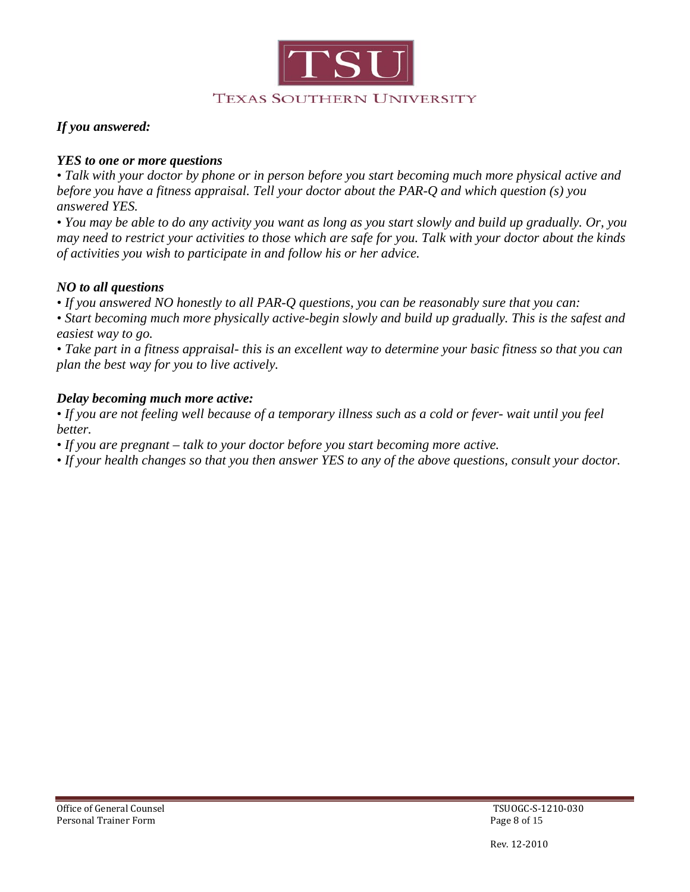***If you answered:***

***YES to one or more questions***

*• Talk with your doctor by phone or in person before you start becoming much more physical active and before you have a fitness appraisal. Tell your doctor about the PAR-Q and which question (s) you answered YES.*

*• You may be able to do any activity you want as long as you start slowly and build up gradually. Or, you may need to restrict your activities to those which are safe for you. Talk with your doctor about the kinds of activities you wish to participate in and follow his or her advice.*

***NO to all questions***

*• If you answered NO honestly to all PAR-Q questions, you can be reasonably sure that you can:*

*• Start becoming much more physically active-begin slowly and build up gradually. This is the safest and easiest way to go.*

*• Take part in a fitness appraisal- this is an excellent way to determine your basic fitness so that you can plan the best way for you to live actively.*

***Delay becoming much more active:***

*• If you are not feeling well because of a temporary illness such as a cold or fever- wait until you feel better.*

*• If you are pregnant – talk to your doctor before you start becoming more active.*

*• If your health changes so that you then answer YES to any of the above questions, consult your doctor.*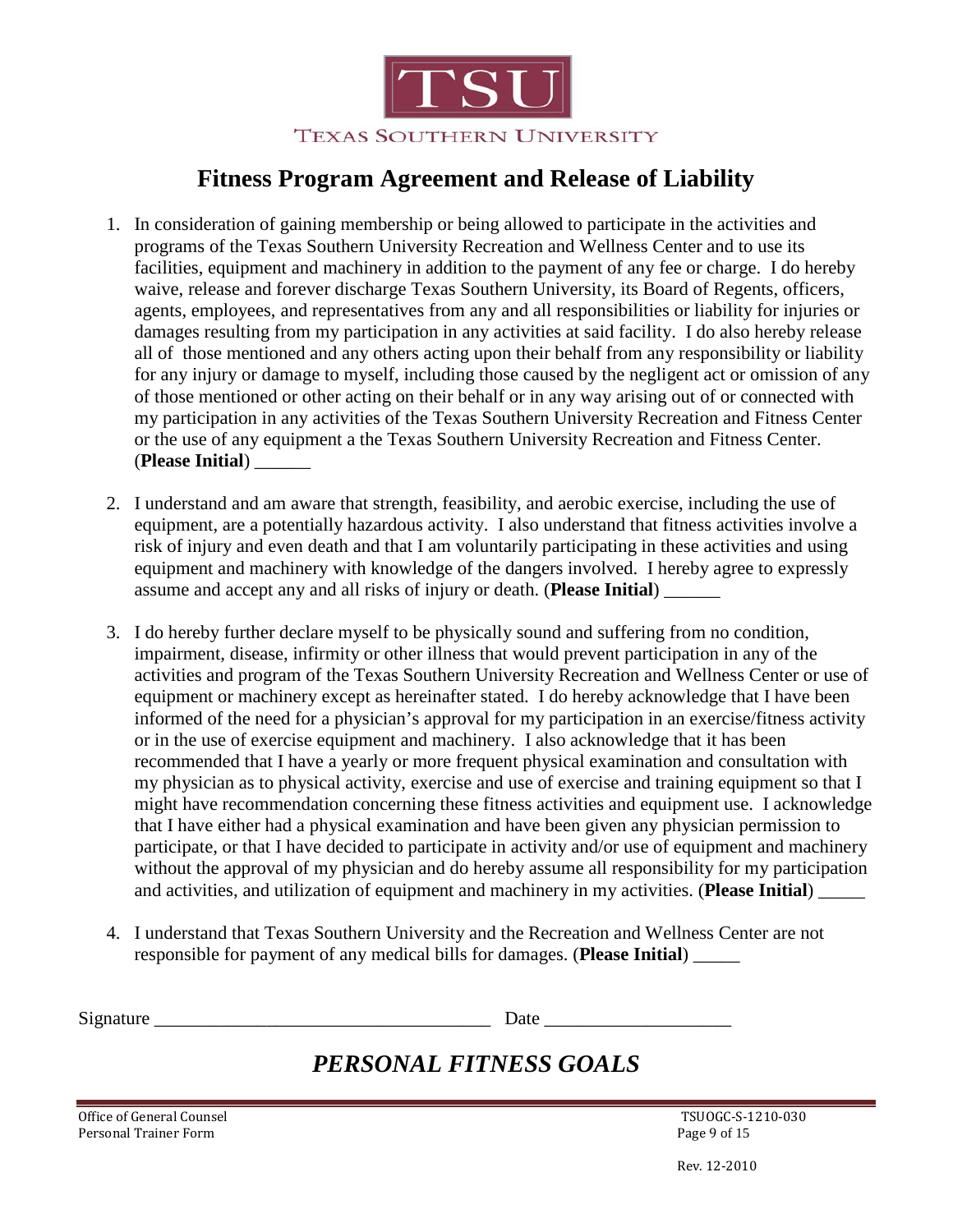TSU

TEXAS SOUTHERN UNIVERSITY

# Fitness Program Agreement and Release of Liability

1. In consideration of gaining membership or being allowed to participate in the activities and programs of the Texas Southern University Recreation and Wellness Center and to use its facilities, equipment and machinery in addition to the payment of any fee or charge. I do hereby waive, release and forever discharge Texas Southern University, its Board of Regents, officers, agents, employees, and representatives from any and all responsibilities or liability for injuries or damages resulting from my participation in any activities at said facility. I do also hereby release all of those mentioned and any others acting upon their behalf from any responsibility or liability for any injury or damage to myself, including those caused by the negligent act or omission of any of those mentioned or other acting on their behalf or in any way arising out of or connected with my participation in any activities of the Texas Southern University Recreation and Fitness Center or the use of any equipment a the Texas Southern University Recreation and Fitness Center. (**Please Initial**) ______

2. I understand and am aware that strength, feasibility, and aerobic exercise, including the use of equipment, are a potentially hazardous activity. I also understand that fitness activities involve a risk of injury and even death and that I am voluntarily participating in these activities and using equipment and machinery with knowledge of the dangers involved. I hereby agree to expressly assume and accept any and all risks of injury or death. (**Please Initial**) ______

3. I do hereby further declare myself to be physically sound and suffering from no condition, impairment, disease, infirmity or other illness that would prevent participation in any of the activities and program of the Texas Southern University Recreation and Wellness Center or use of equipment or machinery except as hereinafter stated. I do hereby acknowledge that I have been informed of the need for a physician's approval for my participation in an exercise/fitness activity or in the use of exercise equipment and machinery. I also acknowledge that it has been recommended that I have a yearly or more frequent physical examination and consultation with my physician as to physical activity, exercise and use of exercise and training equipment so that I might have recommendation concerning these fitness activities and equipment use. I acknowledge that I have either had a physical examination and have been given any physician permission to participate, or that I have decided to participate in activity and/or use of equipment and machinery without the approval of my physician and do hereby assume all responsibility for my participation and activities, and utilization of equipment and machinery in my activities. (**Please Initial**) _____

4. I understand that Texas Southern University and the Recreation and Wellness Center are not responsible for payment of any medical bills for damages. (**Please Initial**) _____

Signature ___________________________________ Date ____________________

## *PERSONAL FITNESS GOALS*

Office of General Counsel
Personal Trainer Form

TSUOGC-S-1210-030
Rev. 12-2010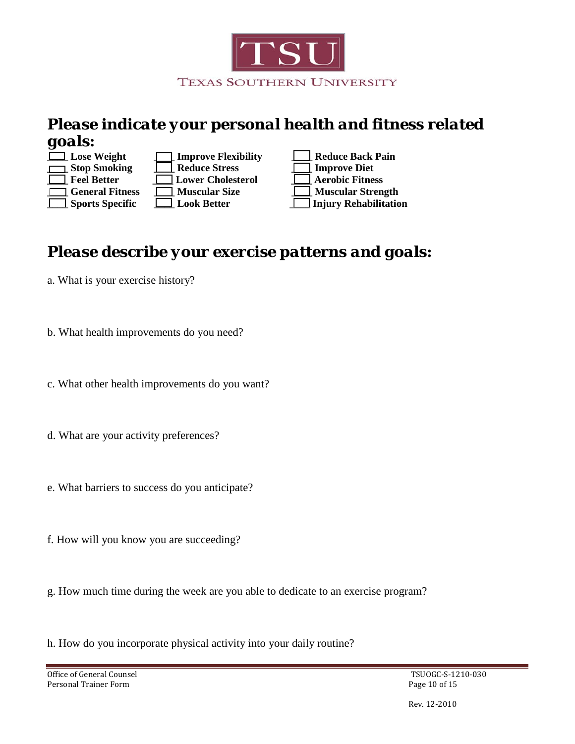TSU

TEXAS SOUTHERN UNIVERSITY

## Please indicate your personal health and fitness related goals:

- [ ] **Lose Weight**
- [ ] **Stop Smoking**
- [ ] **Feel Better**
- [ ] **General Fitness**
- [ ] **Sports Specific**
- [ ] **Improve Flexibility**
- [ ] **Reduce Stress**
- [ ] **Lower Cholesterol**
- [ ] **Muscular Size**
- [ ] **Look Better**
- [ ] **Reduce Back Pain**
- [ ] **Improve Diet**
- [ ] **Aerobic Fitness**
- [ ] **Muscular Strength**
- [ ] **Injury Rehabilitation**

## Please describe your exercise patterns and goals:

a. What is your exercise history?

b. What health improvements do you need?

c. What other health improvements do you want?

d. What are your activity preferences?

e. What barriers to success do you anticipate?

f. How will you know you are succeeding?

g. How much time during the week are you able to dedicate to an exercise program?

h. How do you incorporate physical activity into your daily routine?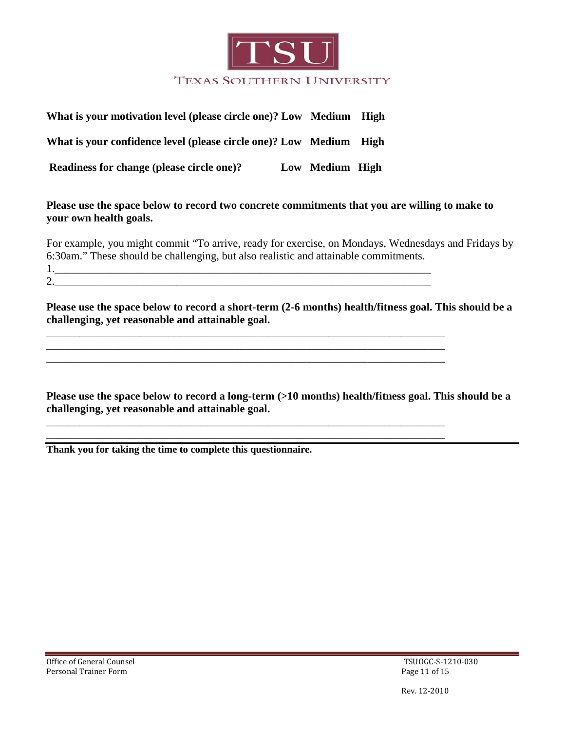**What is your motivation level (please circle one)? Low Medium High**

**What is your confidence level (please circle one)? Low Medium High**

**Readiness for change (please circle one)? Low Medium High**

**Please use the space below to record two concrete commitments that you are willing to make to your own health goals.**

For example, you might commit "To arrive, ready for exercise, on Mondays, Wednesdays and Fridays by 6:30am." These should be challenging, but also realistic and attainable commitments.

1.______________________________________________________________________

2.______________________________________________________________________

**Please use the space below to record a short-term (2-6 months) health/fitness goal. This should be a challenging, yet reasonable and attainable goal.**

_________________________________________________________________________

_________________________________________________________________________

_________________________________________________________________________

**Please use the space below to record a long-term (>10 months) health/fitness goal. This should be a challenging, yet reasonable and attainable goal.**

_________________________________________________________________________

_________________________________________________________________________

**Thank you for taking the time to complete this questionnaire.**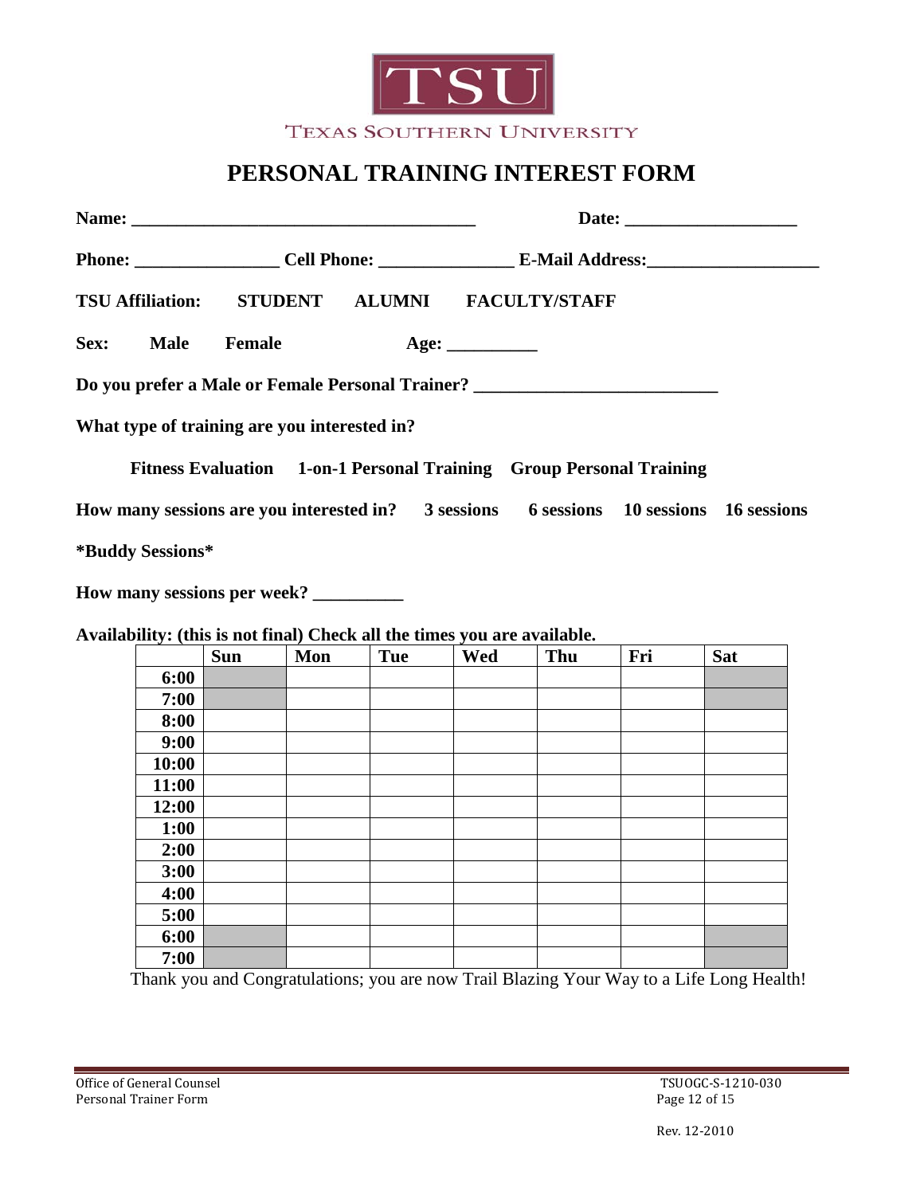TSU

TEXAS SOUTHERN UNIVERSITY

# PERSONAL TRAINING INTEREST FORM

**Name: _______________________________________ Date: ___________________**

**Phone: ________________ Cell Phone: _______________ E-Mail Address:___________________**

**TSU Affiliation: STUDENT ALUMNI FACULTY/STAFF**

**Sex: Male Female Age: __________**

**Do you prefer a Male or Female Personal Trainer? ___________________________**

**What type of training are you interested in?**

**Fitness Evaluation 1-on-1 Personal Training Group Personal Training**

**How many sessions are you interested in? 3 sessions 6 sessions 10 sessions 16 sessions**

**\*Buddy Sessions\***

**How many sessions per week? __________**

**Availability: (this is not final) Check all the times you are available.**

| | Sun | Mon | Tue | Wed | Thu | Fri | Sat |
|---|---|---|---|---|---|---|---|
| **6:00** | | | | | | | |
| **7:00** | | | | | | | |
| **8:00** | | | | | | | |
| **9:00** | | | | | | | |
| **10:00** | | | | | | | |
| **11:00** | | | | | | | |
| **12:00** | | | | | | | |
| **1:00** | | | | | | | |
| **2:00** | | | | | | | |
| **3:00** | | | | | | | |
| **4:00** | | | | | | | |
| **5:00** | | | | | | | |
| **6:00** | | | | | | | |
| **7:00** | | | | | | | |

Thank you and Congratulations; you are now Trail Blazing Your Way to a Life Long Health!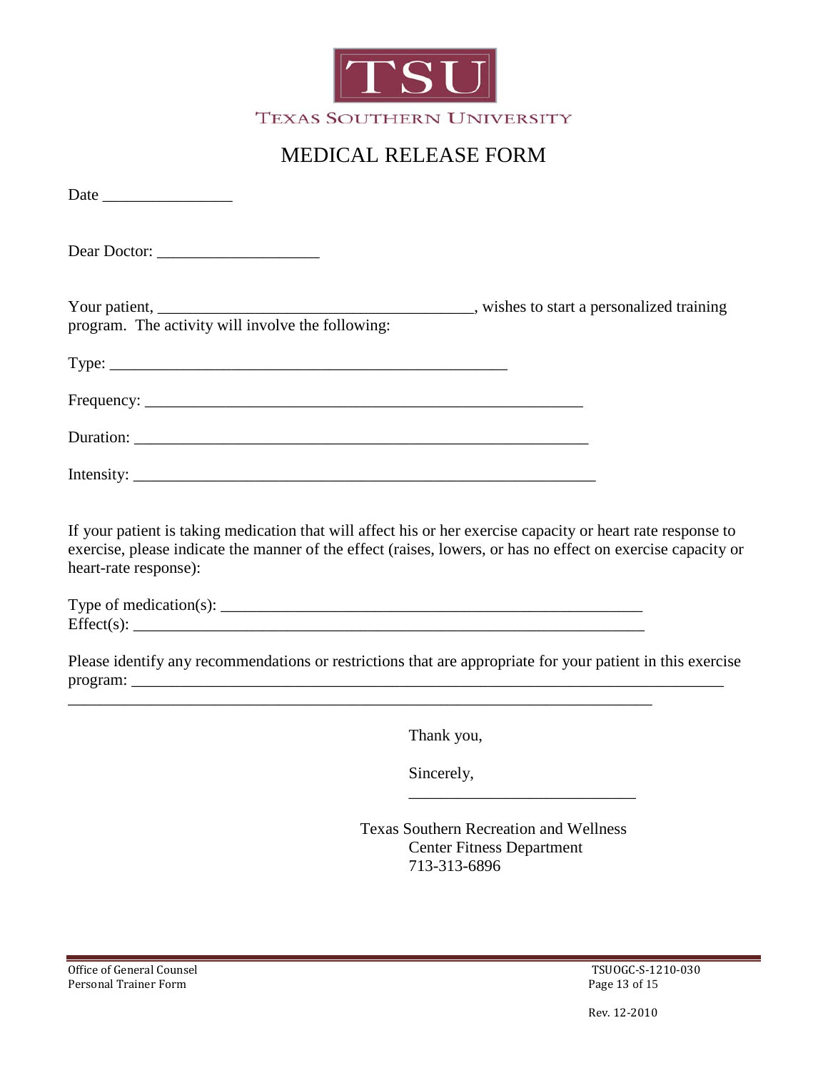TEXAS SOUTHERN UNIVERSITY

# MEDICAL RELEASE FORM

Date ________________

Dear Doctor: ____________________

Your patient, ________________________________________, wishes to start a personalized training program. The activity will involve the following:

Type: __________________________________________________

Frequency: _______________________________________________________

Duration: _________________________________________________________

Intensity: _________________________________________________________

If your patient is taking medication that will affect his or her exercise capacity or heart rate response to exercise, please indicate the manner of the effect (raises, lowers, or has no effect on exercise capacity or heart-rate response):

Type of medication(s): _____________________________________________________
Effect(s): _________________________________________________________________

Please identify any recommendations or restrictions that are appropriate for your patient in this exercise program: ___________________________________________________________________________
___________________________________________________________________________

Thank you,

Sincerely,

____________________________

Texas Southern Recreation and Wellness
Center Fitness Department
713-313-6896

Office of General Counsel
Personal Trainer Form

TSUOGC-S-1210-030

Rev. 12-2010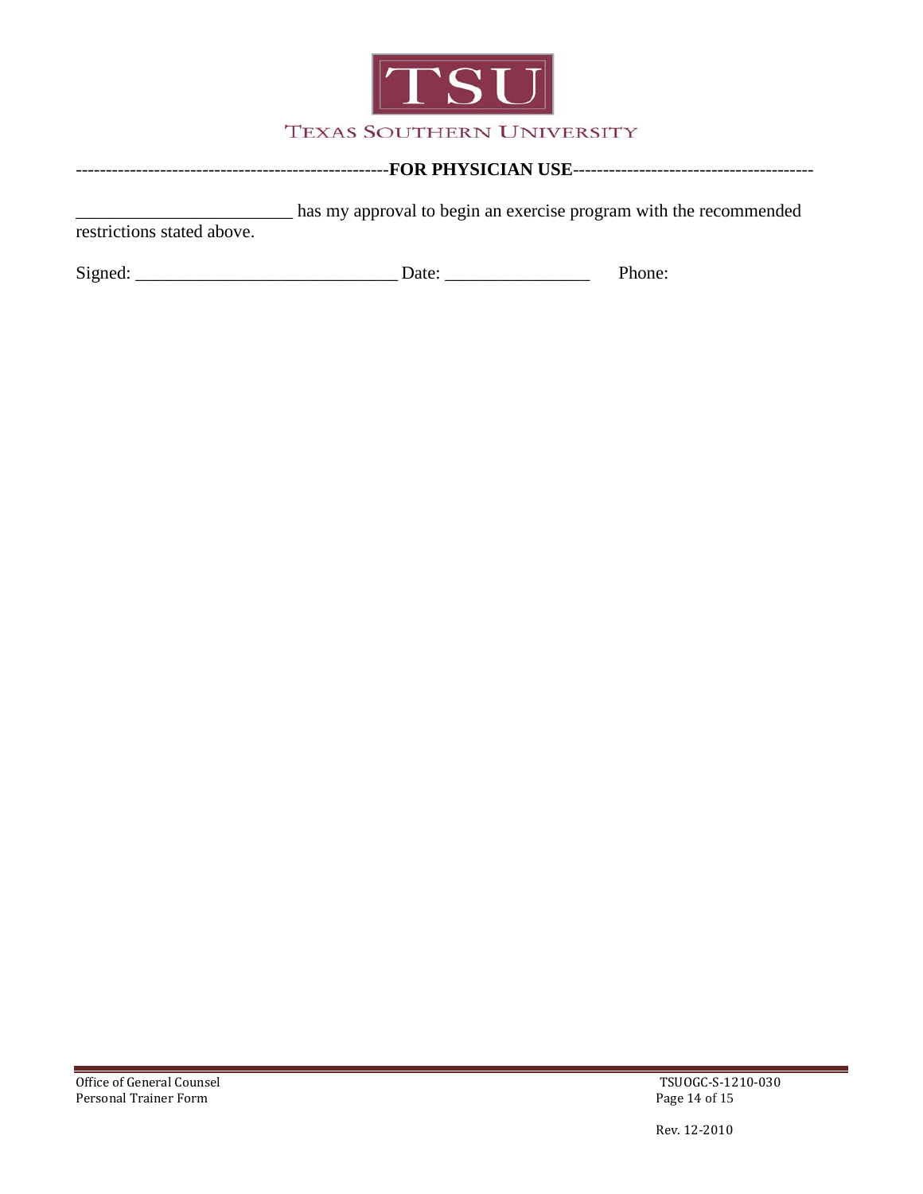TEXAS SOUTHERN UNIVERSITY

----------------------------------------------------**FOR PHYSICIAN USE**---------------------------------------

________________________ has my approval to begin an exercise program with the recommended restrictions stated above.

Signed: _____________________________ Date: ________________ Phone: